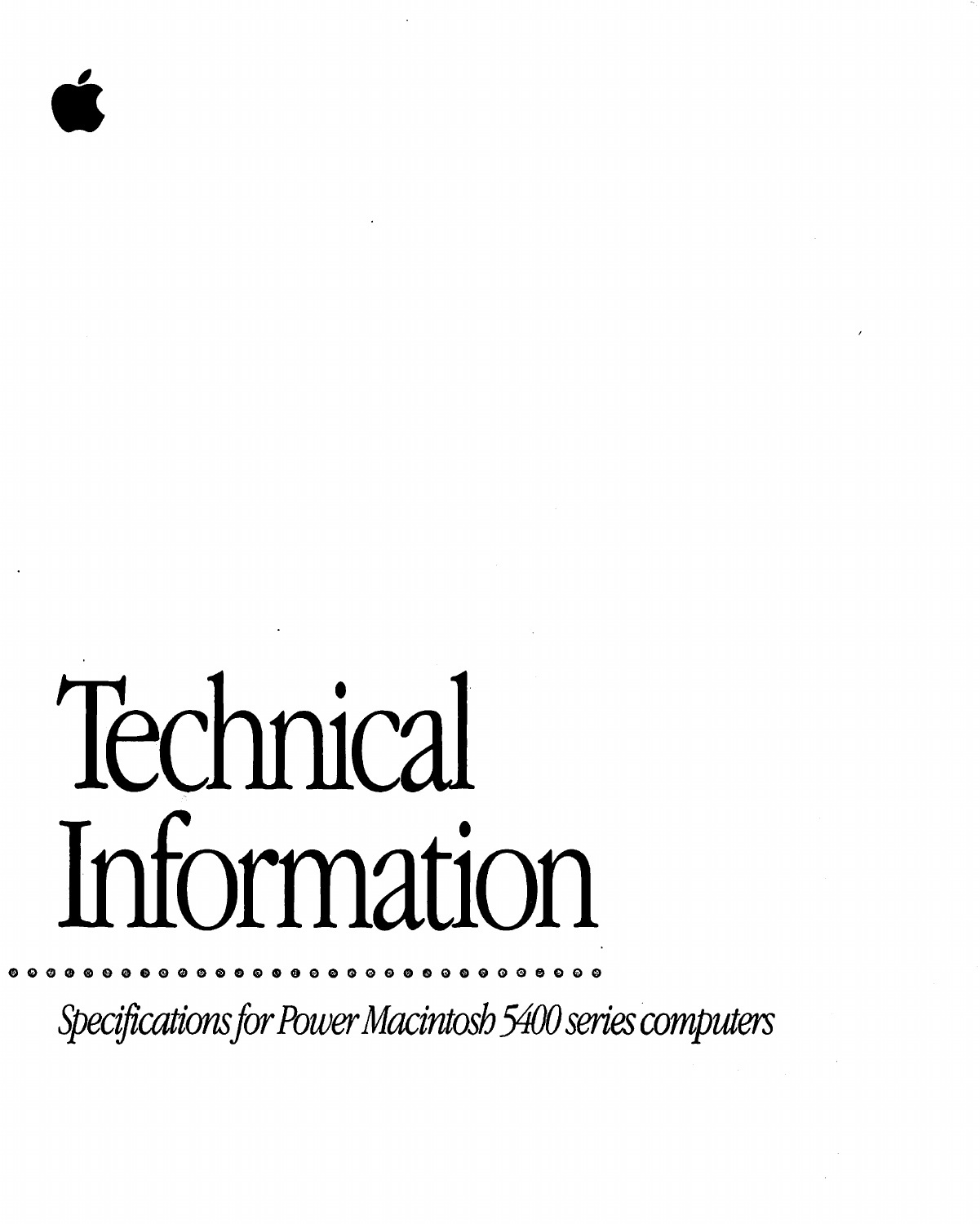# Technical Information

*Specifications for Power Macintosh 5400 series computers*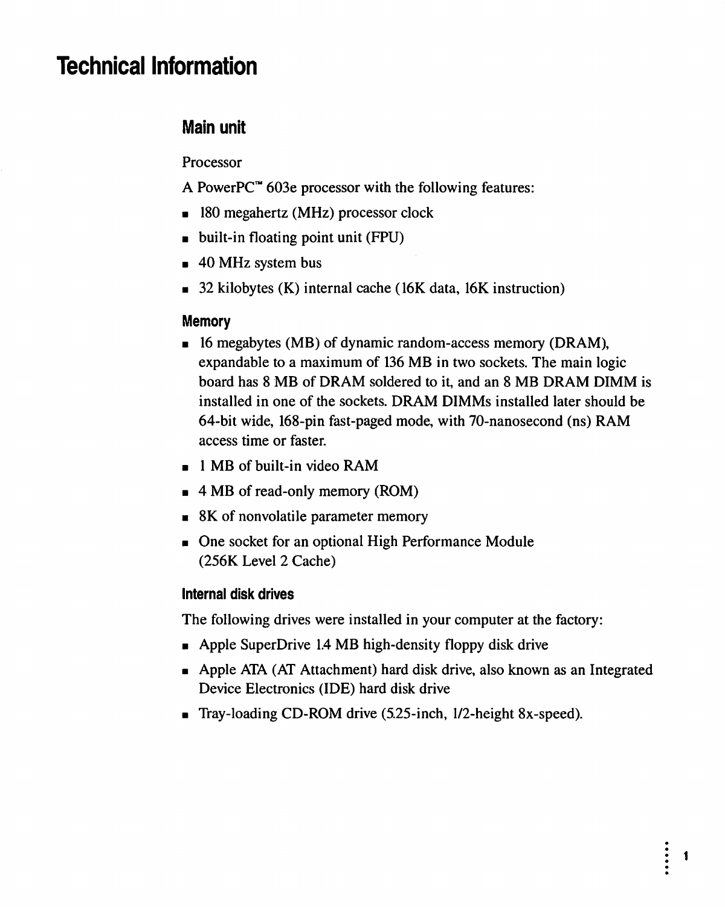# Technical Information

## Main unit

Processor

A PowerPC™ 603e processor with the following features:

- 180 megahertz (MHz) processor clock
- built-in floating point unit (FPU)
- 40 MHz system bus
- 32 kilobytes (K) internal cache (16K data, 16K instruction)

### Memory

- 16 megabytes (MB) of dynamic random-access memory (DRAM), expandable to a maximum of 136 MB in two sockets. The main logic board has 8 MB of DRAM soldered to it, and an 8 MB DRAM DIMM is installed in one of the sockets. DRAM DIMMs installed later should be 64-bit wide, 168-pin fast-paged mode, with 70-nanosecond (ns) RAM access time or faster.
- 1 MB of built-in video RAM
- 4 MB of read-only memory (ROM)
- 8K of nonvolatile parameter memory
- One socket for an optional High Performance Module (256K Level 2 Cache)

### Internal disk drives

The following drives were installed in your computer at the factory:

- Apple SuperDrive 1.4 MB high-density floppy disk drive
- Apple ATA (AT Attachment) hard disk drive, also known as an Integrated Device Electronics (IDE) hard disk drive
- Tray-loading CD-ROM drive (5.25-inch, 1/2-height 8x-speed).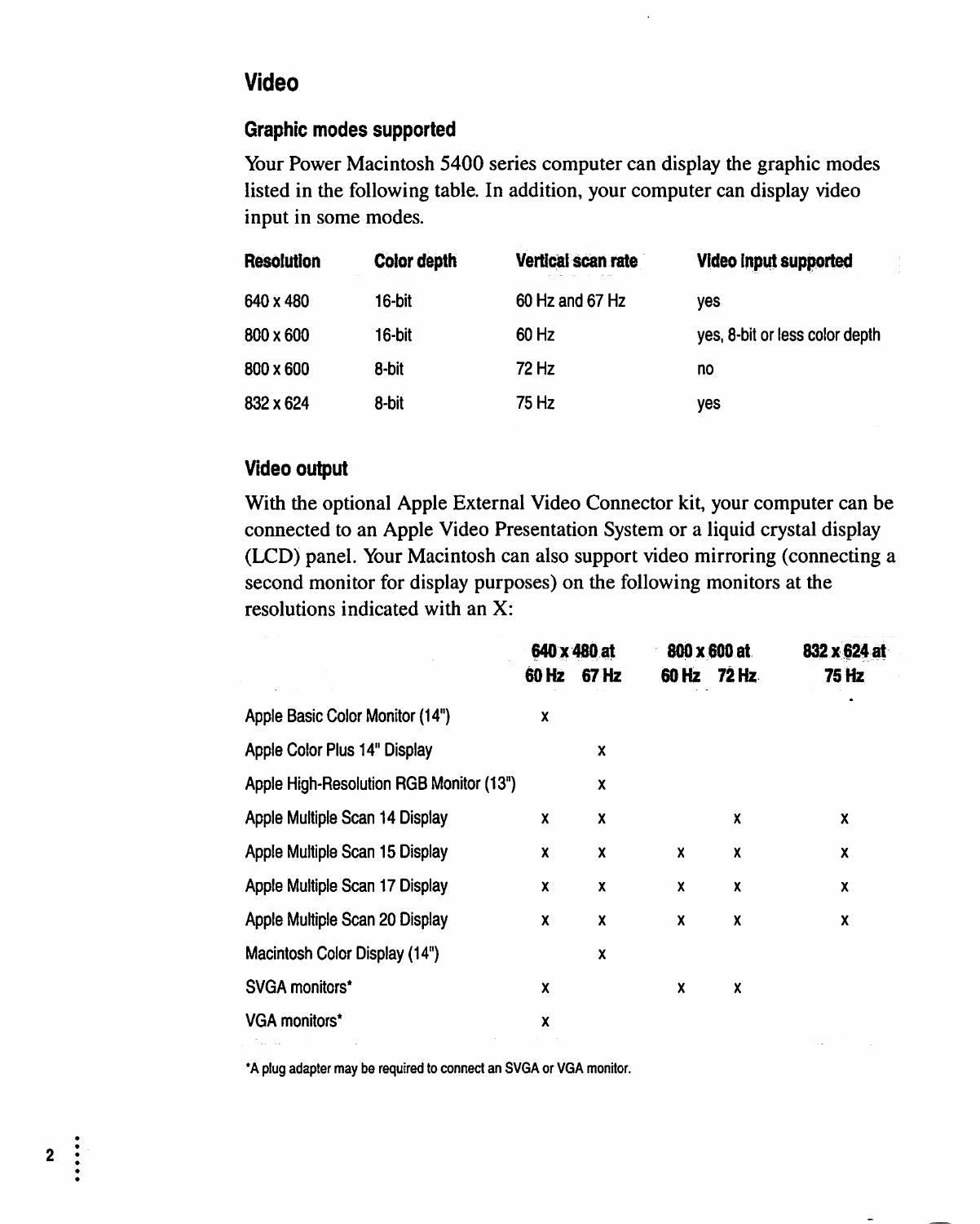## Video

### Graphic modes supported

Your Power Macintosh 5400 series computer can display the graphic modes listed in the following table. In addition, your computer can display video input in some modes.

| Resolution | Color depth | Vertical scan rate | Video input supported |
|---|---|---|---|
| 640 x 480 | 16-bit | 60 Hz and 67 Hz | yes |
| 800 x 600 | 16-bit | 60 Hz | yes, 8-bit or less color depth |
| 800 x 600 | 8-bit | 72 Hz | no |
| 832 x 624 | 8-bit | 75 Hz | yes |

### Video output

With the optional Apple External Video Connector kit, your computer can be connected to an Apple Video Presentation System or a liquid crystal display (LCD) panel. Your Macintosh can also support video mirroring (connecting a second monitor for display purposes) on the following monitors at the resolutions indicated with an X:

| | 640 x 480 at | | 800 x 600 at | | 832 x 624 at |
|---|---|---|---|---|---|
| | 60 Hz | 67 Hz | 60 Hz | 72 Hz | 75 Hz |
| Apple Basic Color Monitor (14") | x | | | | |
| Apple Color Plus 14" Display | | x | | | |
| Apple High-Resolution RGB Monitor (13") | | x | | | |
| Apple Multiple Scan 14 Display | x | x | | x | x |
| Apple Multiple Scan 15 Display | x | x | x | x | x |
| Apple Multiple Scan 17 Display | x | x | x | x | x |
| Apple Multiple Scan 20 Display | x | x | x | x | x |
| Macintosh Color Display (14") | | x | | | |
| SVGA monitors* | x | | x | x | |
| VGA monitors* | x | | | | |

*A plug adapter may be required to connect an SVGA or VGA monitor.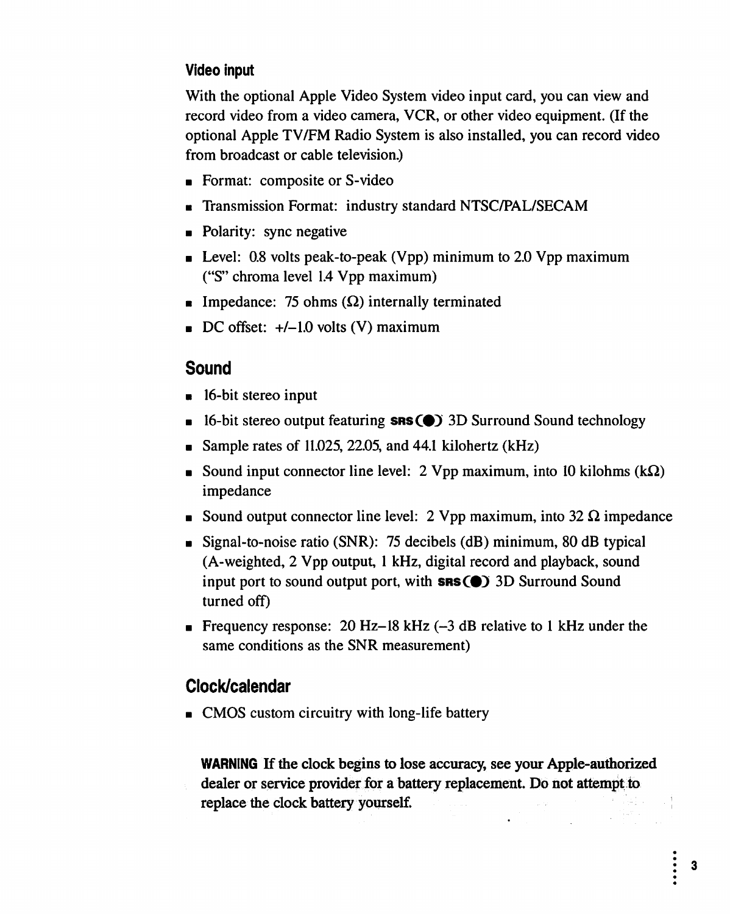### Video input

With the optional Apple Video System video input card, you can view and record video from a video camera, VCR, or other video equipment. (If the optional Apple TV/FM Radio System is also installed, you can record video from broadcast or cable television.)

- Format: composite or S-video
- Transmission Format: industry standard NTSC/PAL/SECAM
- Polarity: sync negative
- Level: 0.8 volts peak-to-peak (Vpp) minimum to 2.0 Vpp maximum ("S" chroma level 1.4 Vpp maximum)
- Impedance: 75 ohms (Ω) internally terminated
- DC offset: +/–1.0 volts (V) maximum

## Sound

- 16-bit stereo input
- 16-bit stereo output featuring SRS 3D Surround Sound technology
- Sample rates of 11.025, 22.05, and 44.1 kilohertz (kHz)
- Sound input connector line level: 2 Vpp maximum, into 10 kilohms (kΩ) impedance
- Sound output connector line level: 2 Vpp maximum, into 32 Ω impedance
- Signal-to-noise ratio (SNR): 75 decibels (dB) minimum, 80 dB typical (A-weighted, 2 Vpp output, 1 kHz, digital record and playback, sound input port to sound output port, with SRS 3D Surround Sound turned off)
- Frequency response: 20 Hz–18 kHz (–3 dB relative to 1 kHz under the same conditions as the SNR measurement)

## Clock/calendar

- CMOS custom circuitry with long-life battery

**WARNING If the clock begins to lose accuracy, see your Apple-authorized dealer or service provider for a battery replacement. Do not attempt to replace the clock battery yourself.**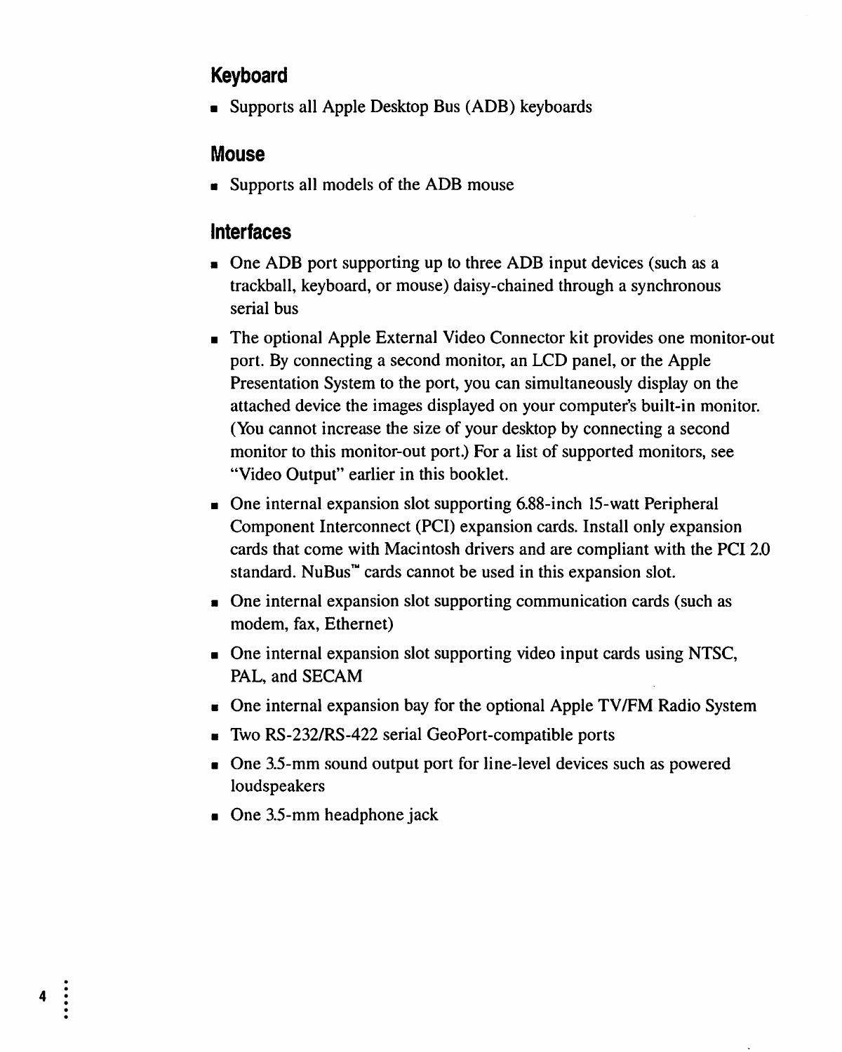## Keyboard

- Supports all Apple Desktop Bus (ADB) keyboards

## Mouse

- Supports all models of the ADB mouse

## Interfaces

- One ADB port supporting up to three ADB input devices (such as a trackball, keyboard, or mouse) daisy-chained through a synchronous serial bus
- The optional Apple External Video Connector kit provides one monitor-out port. By connecting a second monitor, an LCD panel, or the Apple Presentation System to the port, you can simultaneously display on the attached device the images displayed on your computer's built-in monitor. (You cannot increase the size of your desktop by connecting a second monitor to this monitor-out port.) For a list of supported monitors, see "Video Output" earlier in this booklet.
- One internal expansion slot supporting 6.88-inch 15-watt Peripheral Component Interconnect (PCI) expansion cards. Install only expansion cards that come with Macintosh drivers and are compliant with the PCI 2.0 standard. NuBus™ cards cannot be used in this expansion slot.
- One internal expansion slot supporting communication cards (such as modem, fax, Ethernet)
- One internal expansion slot supporting video input cards using NTSC, PAL, and SECAM
- One internal expansion bay for the optional Apple TV/FM Radio System
- Two RS-232/RS-422 serial GeoPort-compatible ports
- One 3.5-mm sound output port for line-level devices such as powered loudspeakers
- One 3.5-mm headphone jack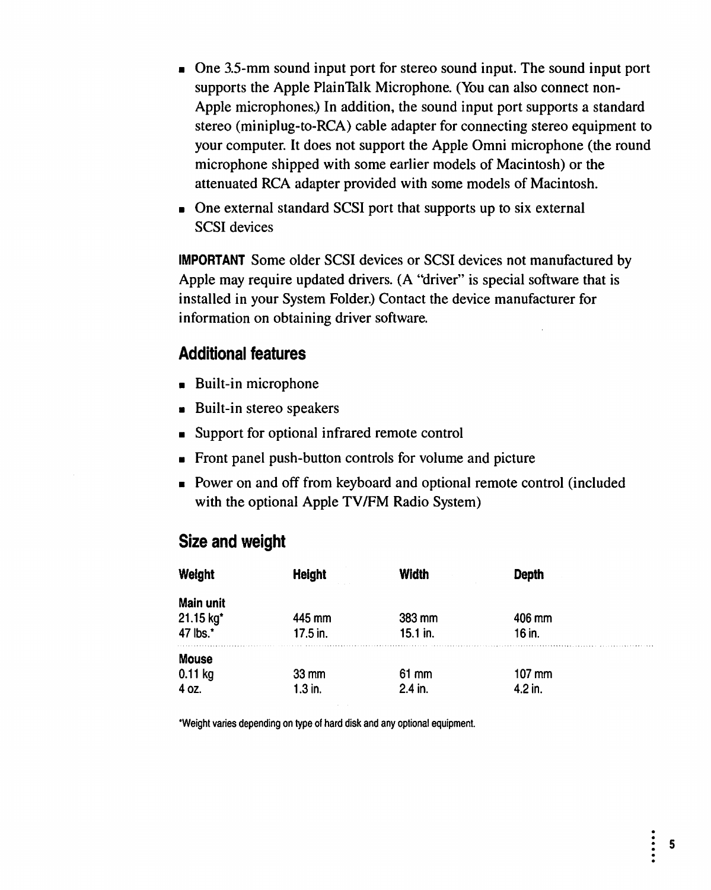- One 3.5-mm sound input port for stereo sound input. The sound input port supports the Apple PlainTalk Microphone. (You can also connect non-Apple microphones.) In addition, the sound input port supports a standard stereo (miniplug-to-RCA) cable adapter for connecting stereo equipment to your computer. It does not support the Apple Omni microphone (the round microphone shipped with some earlier models of Macintosh) or the attenuated RCA adapter provided with some models of Macintosh.
- One external standard SCSI port that supports up to six external SCSI devices

**IMPORTANT** Some older SCSI devices or SCSI devices not manufactured by Apple may require updated drivers. (A "driver" is special software that is installed in your System Folder.) Contact the device manufacturer for information on obtaining driver software.

## Additional features

- Built-in microphone
- Built-in stereo speakers
- Support for optional infrared remote control
- Front panel push-button controls for volume and picture
- Power on and off from keyboard and optional remote control (included with the optional Apple TV/FM Radio System)

## Size and weight

| Weight | Height | Width | Depth |
|---|---|---|---|
| **Main unit** | | | |
| 21.15 kg* | 445 mm | 383 mm | 406 mm |
| 47 lbs.* | 17.5 in. | 15.1 in. | 16 in. |
| **Mouse** | | | |
| 0.11 kg | 33 mm | 61 mm | 107 mm |
| 4 oz. | 1.3 in. | 2.4 in. | 4.2 in. |

*Weight varies depending on type of hard disk and any optional equipment.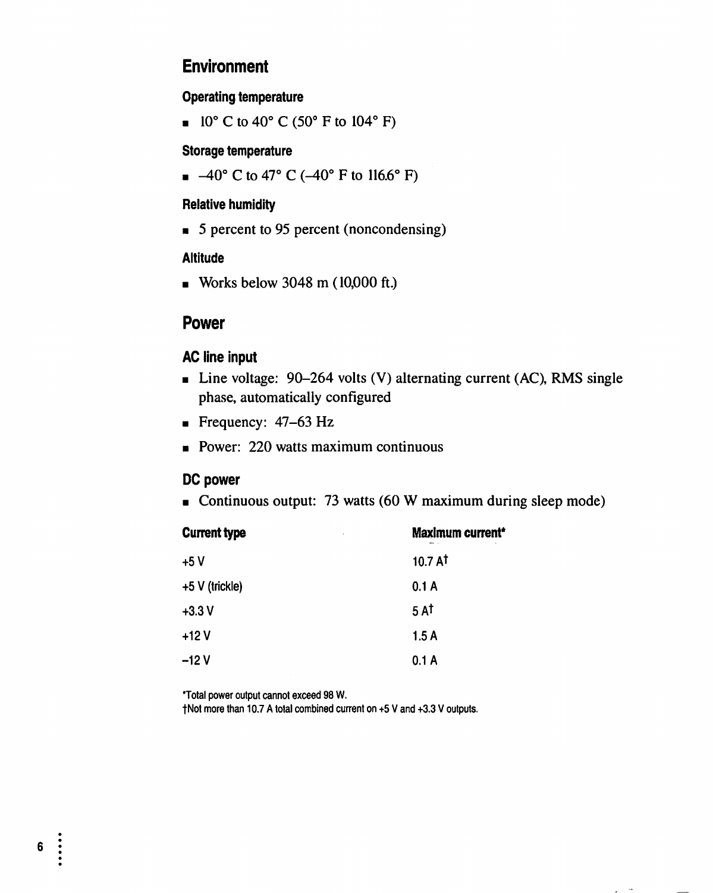## Environment

### Operating temperature

- 10° C to 40° C (50° F to 104° F)

### Storage temperature

- –40° C to 47° C (–40° F to 116.6° F)

### Relative humidity

- 5 percent to 95 percent (noncondensing)

### Altitude

- Works below 3048 m (10,000 ft.)

## Power

### AC line input

- Line voltage: 90–264 volts (V) alternating current (AC), RMS single phase, automatically configured
- Frequency: 47–63 Hz
- Power: 220 watts maximum continuous

### DC power

- Continuous output: 73 watts (60 W maximum during sleep mode)

| Current type | Maximum current* |
|---|---|
| +5 V | 10.7 A† |
| +5 V (trickle) | 0.1 A |
| +3.3 V | 5 A† |
| +12 V | 1.5 A |
| –12 V | 0.1 A |

*Total power output cannot exceed 98 W.

†Not more than 10.7 A total combined current on +5 V and +3.3 V outputs.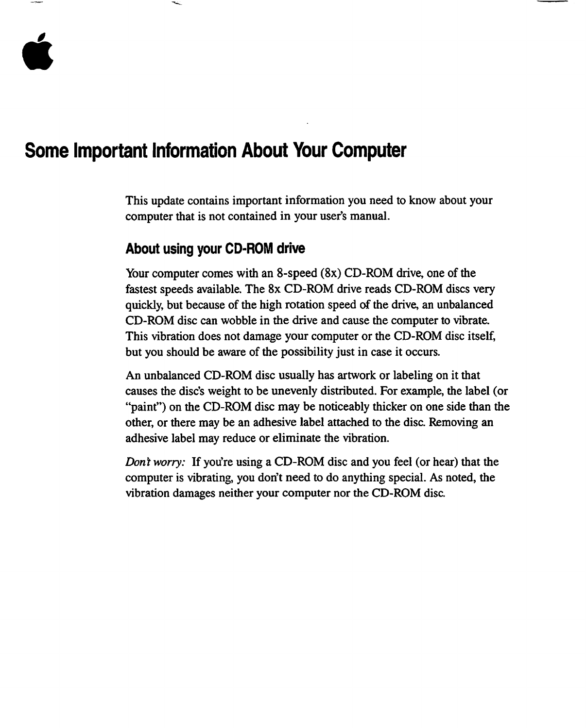# Some Important Information About Your Computer

This update contains important information you need to know about your computer that is not contained in your user's manual.

## About using your CD-ROM drive

Your computer comes with an 8-speed (8x) CD-ROM drive, one of the fastest speeds available. The 8x CD-ROM drive reads CD-ROM discs very quickly, but because of the high rotation speed of the drive, an unbalanced CD-ROM disc can wobble in the drive and cause the computer to vibrate. This vibration does not damage your computer or the CD-ROM disc itself, but you should be aware of the possibility just in case it occurs.

An unbalanced CD-ROM disc usually has artwork or labeling on it that causes the disc's weight to be unevenly distributed. For example, the label (or "paint") on the CD-ROM disc may be noticeably thicker on one side than the other, or there may be an adhesive label attached to the disc. Removing an adhesive label may reduce or eliminate the vibration.

*Don't worry:* If you're using a CD-ROM disc and you feel (or hear) that the computer is vibrating, you don't need to do anything special. As noted, the vibration damages neither your computer nor the CD-ROM disc.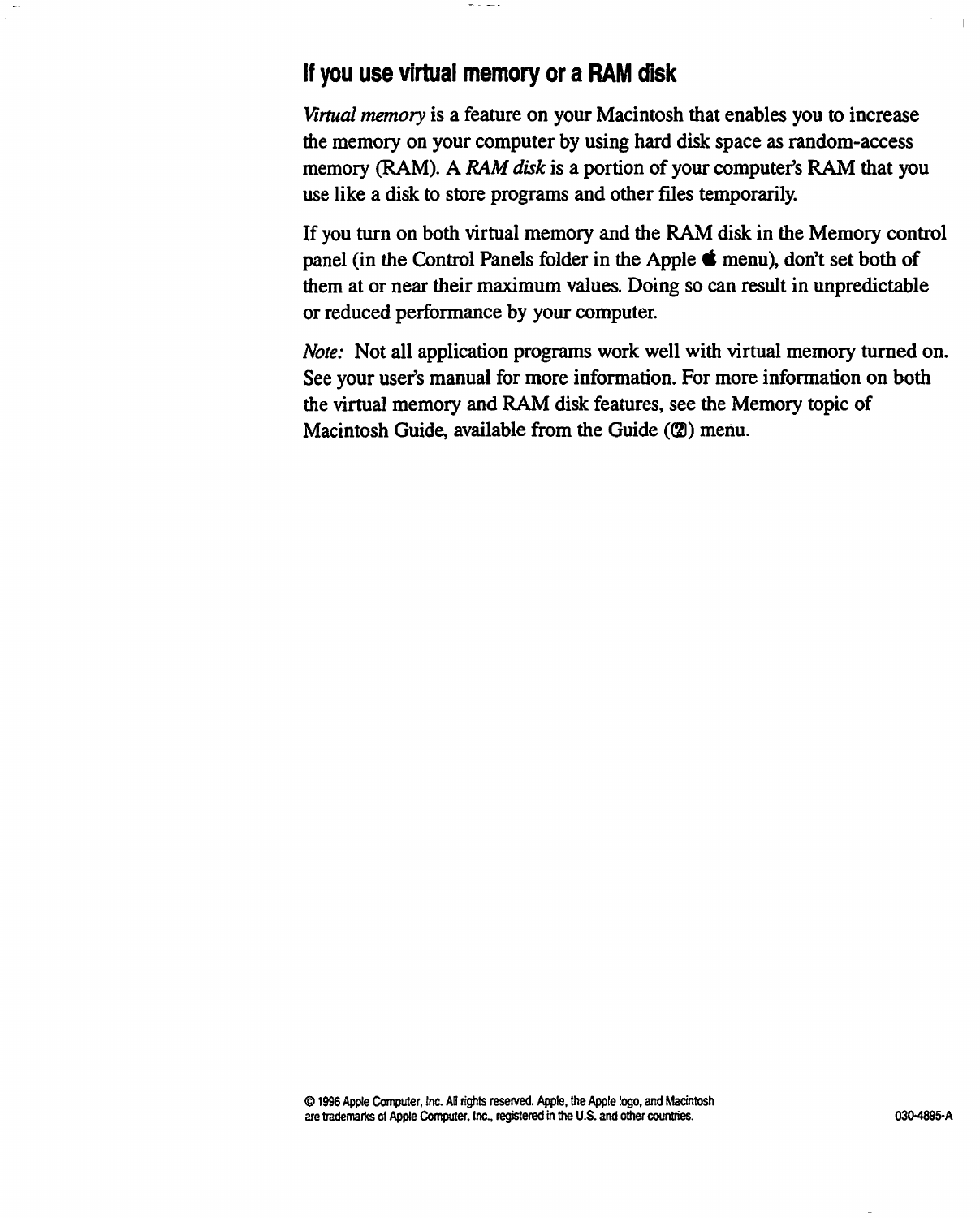## If you use virtual memory or a RAM disk

*Virtual memory* is a feature on your Macintosh that enables you to increase the memory on your computer by using hard disk space as random-access memory (RAM). A *RAM disk* is a portion of your computer's RAM that you use like a disk to store programs and other files temporarily.

If you turn on both virtual memory and the RAM disk in the Memory control panel (in the Control Panels folder in the Apple  menu), don't set both of them at or near their maximum values. Doing so can result in unpredictable or reduced performance by your computer.

*Note:* Not all application programs work well with virtual memory turned on. See your user's manual for more information. For more information on both the virtual memory and RAM disk features, see the Memory topic of Macintosh Guide, available from the Guide (?) menu.

© 1996 Apple Computer, Inc. All rights reserved. Apple, the Apple logo, and Macintosh are trademarks of Apple Computer, Inc., registered in the U.S. and other countries.

030-4895-A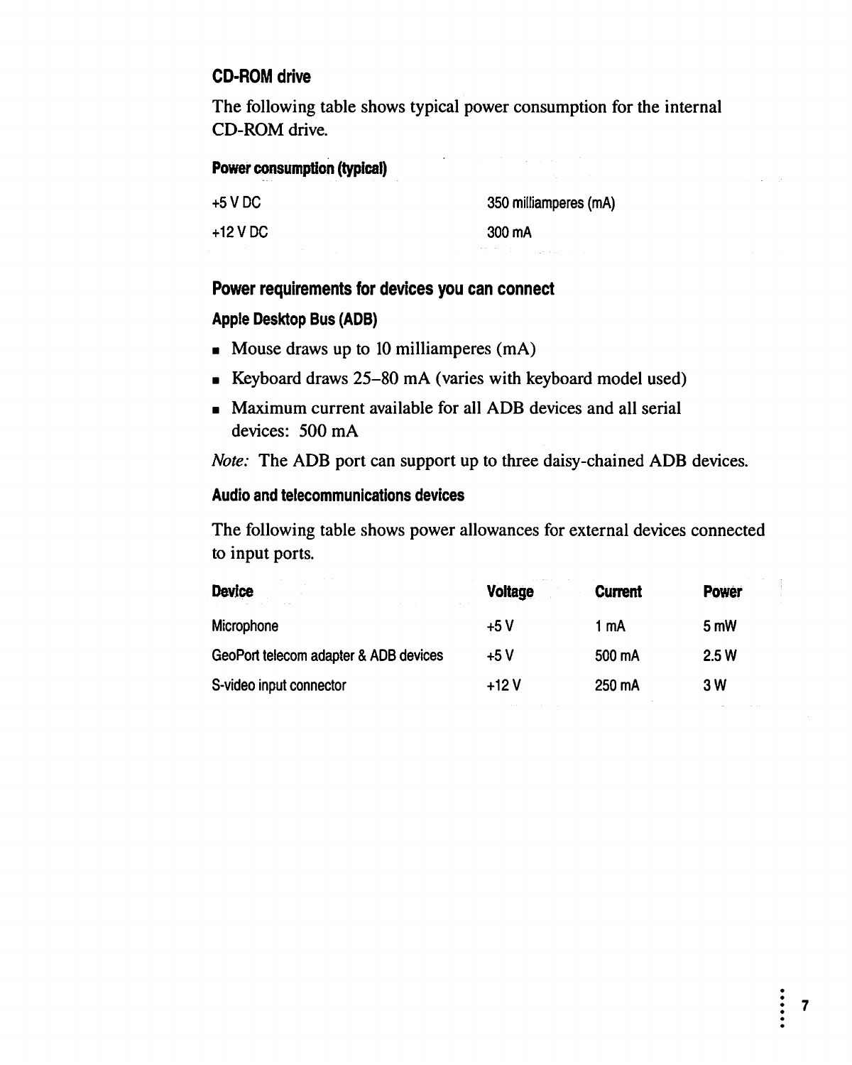### CD-ROM drive

The following table shows typical power consumption for the internal CD-ROM drive.

| Power consumption (typical) | |
|---|---|
| +5 V DC | 350 milliamperes (mA) |
| +12 V DC | 300 mA |

### Power requirements for devices you can connect

#### Apple Desktop Bus (ADB)

- Mouse draws up to 10 milliamperes (mA)
- Keyboard draws 25–80 mA (varies with keyboard model used)
- Maximum current available for all ADB devices and all serial devices: 500 mA

*Note:* The ADB port can support up to three daisy-chained ADB devices.

#### Audio and telecommunications devices

The following table shows power allowances for external devices connected to input ports.

| Device | Voltage | Current | Power |
|---|---|---|---|
| Microphone | +5 V | 1 mA | 5 mW |
| GeoPort telecom adapter & ADB devices | +5 V | 500 mA | 2.5 W |
| S-video input connector | +12 V | 250 mA | 3 W |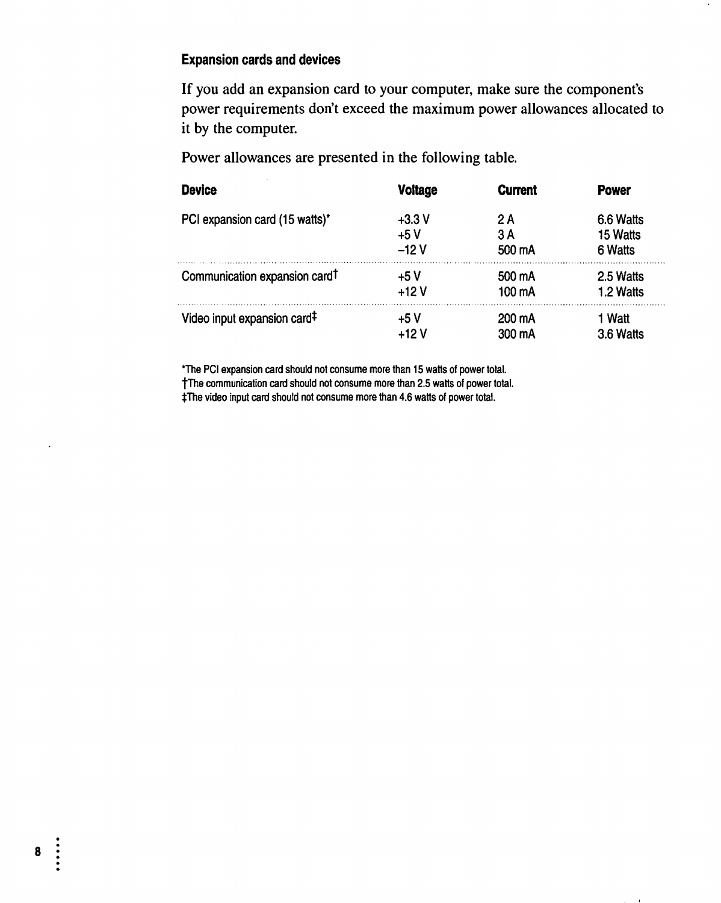### Expansion cards and devices

If you add an expansion card to your computer, make sure the component's power requirements don't exceed the maximum power allowances allocated to it by the computer.

Power allowances are presented in the following table.

| Device | Voltage | Current | Power |
|---|---|---|---|
| PCI expansion card (15 watts)* | +3.3 V | 2 A | 6.6 Watts |
| | +5 V | 3 A | 15 Watts |
| | –12 V | 500 mA | 6 Watts |
| Communication expansion card† | +5 V | 500 mA | 2.5 Watts |
| | +12 V | 100 mA | 1.2 Watts |
| Video input expansion card‡ | +5 V | 200 mA | 1 Watt |
| | +12 V | 300 mA | 3.6 Watts |

*The PCI expansion card should not consume more than 15 watts of power total.

†The communication card should not consume more than 2.5 watts of power total.

‡The video input card should not consume more than 4.6 watts of power total.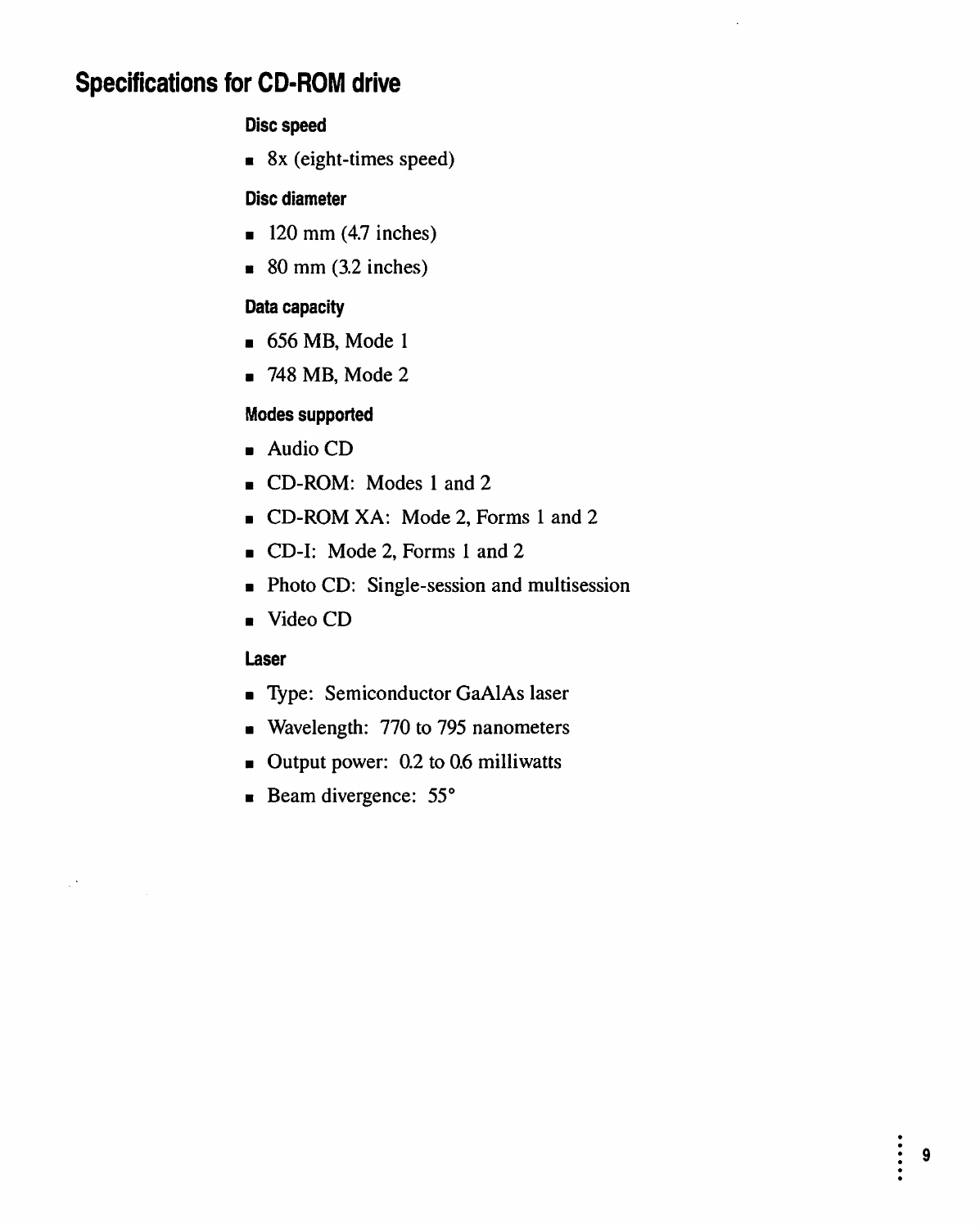## Specifications for CD-ROM drive

### Disc speed

- 8x (eight-times speed)

### Disc diameter

- 120 mm (4.7 inches)
- 80 mm (3.2 inches)

### Data capacity

- 656 MB, Mode 1
- 748 MB, Mode 2

### Modes supported

- Audio CD
- CD-ROM: Modes 1 and 2
- CD-ROM XA: Mode 2, Forms 1 and 2
- CD-I: Mode 2, Forms 1 and 2
- Photo CD: Single-session and multisession
- Video CD

### Laser

- Type: Semiconductor GaAlAs laser
- Wavelength: 770 to 795 nanometers
- Output power: 0.2 to 0.6 milliwatts
- Beam divergence: 55°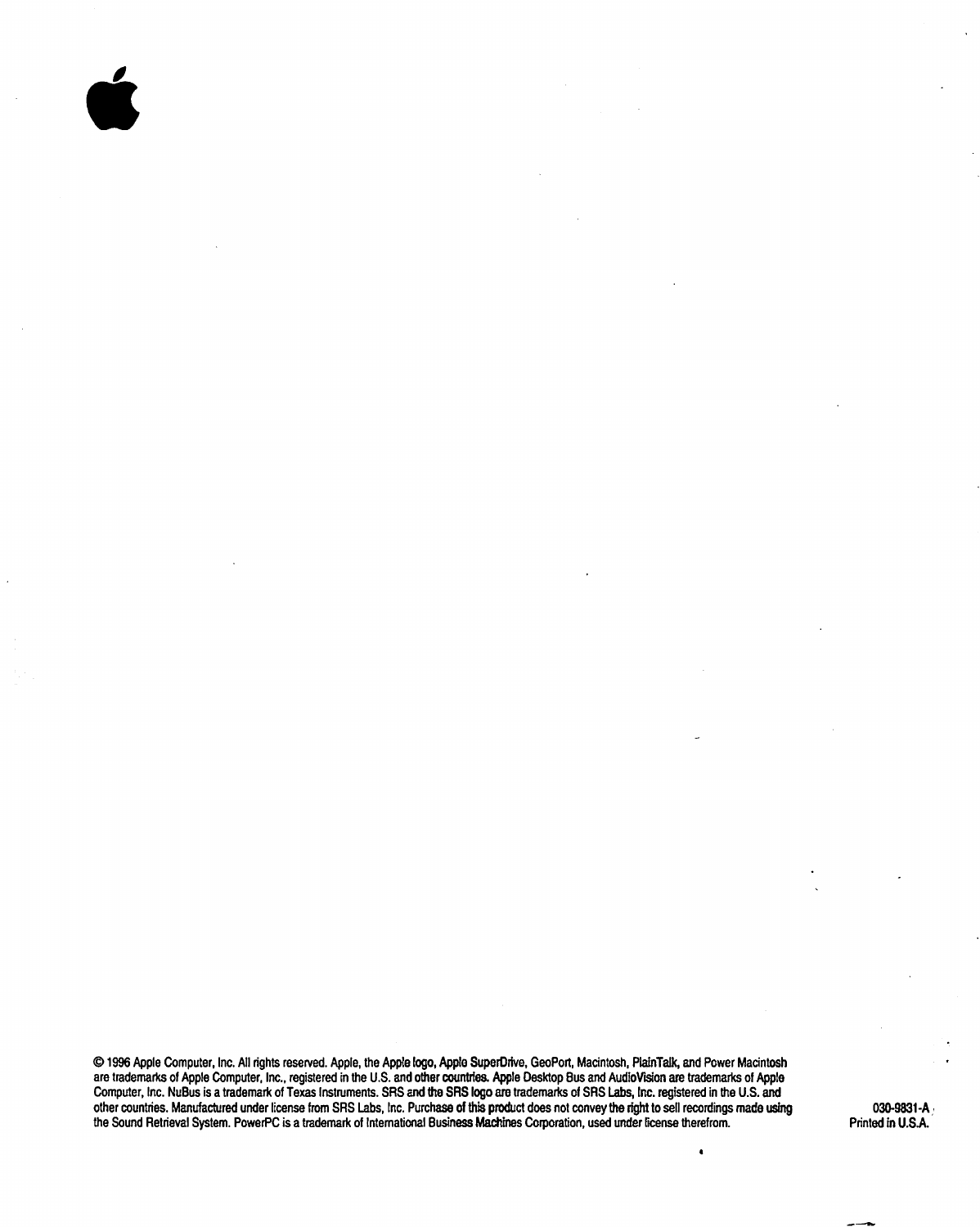© 1996 Apple Computer, Inc. All rights reserved. Apple, the Apple logo, Apple SuperDrive, GeoPort, Macintosh, PlainTalk, and Power Macintosh are trademarks of Apple Computer, Inc., registered in the U.S. and other countries. Apple Desktop Bus and AudioVision are trademarks of Apple Computer, Inc. NuBus is a trademark of Texas Instruments. SRS and the SRS logo are trademarks of SRS Labs, Inc. registered in the U.S. and other countries. Manufactured under license from SRS Labs, Inc. Purchase of this product does not convey the right to sell recordings made using the Sound Retrieval System. PowerPC is a trademark of International Business Machines Corporation, used under license therefrom.

030-9831-A
Printed in U.S.A.